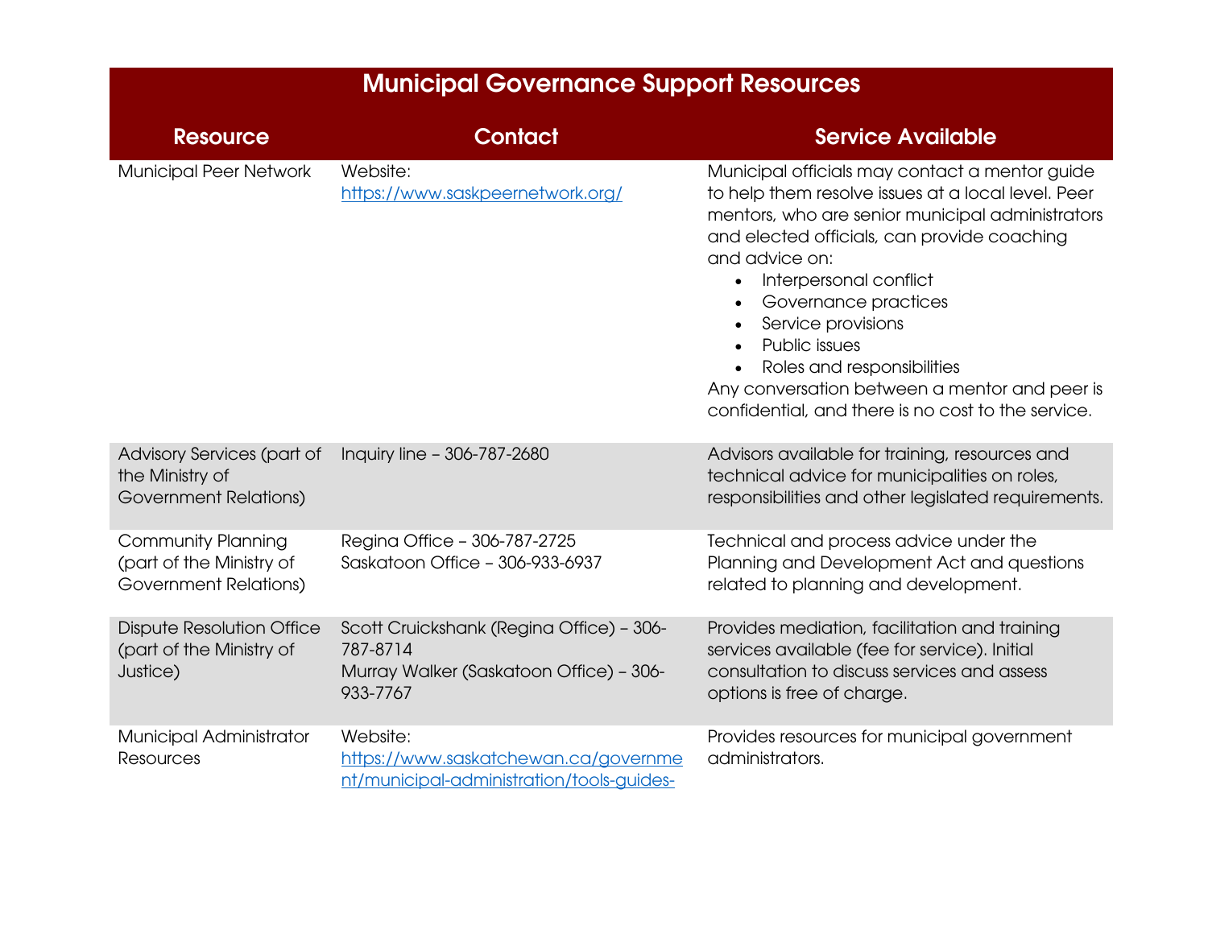| Municipal Governance Support Resources | | |
|---|---|---|
| **Resource** | **Contact** | **Service Available** |
| Municipal Peer Network | Website: https://www.saskpeernetwork.org/ | Municipal officials may contact a mentor guide to help them resolve issues at a local level. Peer mentors, who are senior municipal administrators and elected officials, can provide coaching and advice on:<br>• Interpersonal conflict<br>• Governance practices<br>• Service provisions<br>• Public issues<br>• Roles and responsibilities<br>Any conversation between a mentor and peer is confidential, and there is no cost to the service. |
| Advisory Services (part of the Ministry of Government Relations) | Inquiry line – 306-787-2680 | Advisors available for training, resources and technical advice for municipalities on roles, responsibilities and other legislated requirements. |
| Community Planning (part of the Ministry of Government Relations) | Regina Office – 306-787-2725<br>Saskatoon Office – 306-933-6937 | Technical and process advice under the Planning and Development Act and questions related to planning and development. |
| Dispute Resolution Office (part of the Ministry of Justice) | Scott Cruickshank (Regina Office) – 306-787-8714<br>Murray Walker (Saskatoon Office) – 306-933-7767 | Provides mediation, facilitation and training services available (fee for service). Initial consultation to discuss services and assess options is free of charge. |
| Municipal Administrator Resources | Website: https://www.saskatchewan.ca/government/municipal-administration/tools-guides- | Provides resources for municipal government administrators. |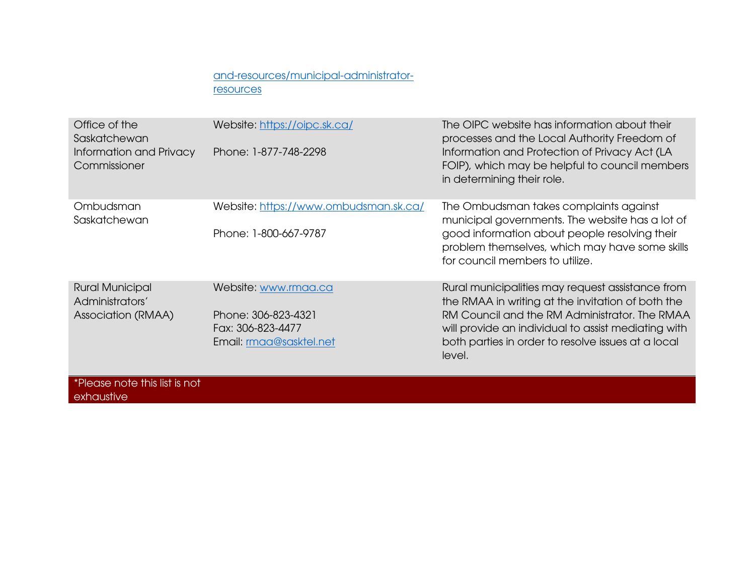| | | |
|---|---|---|
| | and-resources/municipal-administrator-resources | |
| Office of the Saskatchewan Information and Privacy Commissioner | Website: https://oipc.sk.ca/<br><br>Phone: 1-877-748-2298 | The OIPC website has information about their processes and the Local Authority Freedom of Information and Protection of Privacy Act (LA FOIP), which may be helpful to council members in determining their role. |
| Ombudsman Saskatchewan | Website: https://www.ombudsman.sk.ca/<br><br>Phone: 1-800-667-9787 | The Ombudsman takes complaints against municipal governments. The website has a lot of good information about people resolving their problem themselves, which may have some skills for council members to utilize. |
| Rural Municipal Administrators' Association (RMAA) | Website: www.rmaa.ca<br><br>Phone: 306-823-4321<br>Fax: 306-823-4477<br>Email: rmaa@sasktel.net | Rural municipalities may request assistance from the RMAA in writing at the invitation of both the RM Council and the RM Administrator. The RMAA will provide an individual to assist mediating with both parties in order to resolve issues at a local level. |
| *Please note this list is not exhaustive | | |